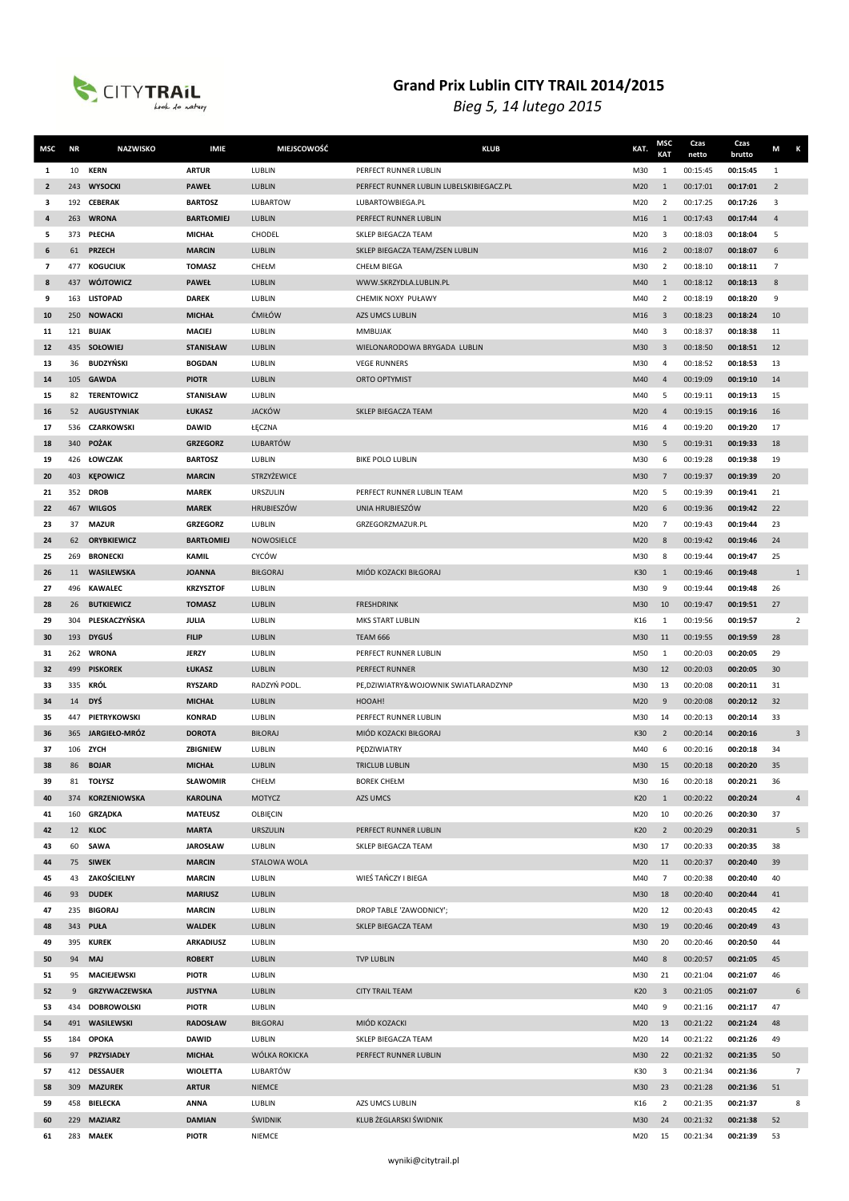# Grand Prix Lublin CITY TRAIL 2014/2015

*Bieg 5, 14 lutego 2015*

| MSC | NR | NAZWISKO | IMIE | MIEJSCOWOŚĆ | KLUB | KAT. | MSC KAT | Czas netto | Czas brutto | M | K |
|---|---|---|---|---|---|---|---|---|---|---|---|
| 1 | 10 | KERN | ARTUR | LUBLIN | PERFECT RUNNER LUBLIN | M30 | 1 | 00:15:45 | 00:15:45 | 1 | |
| 2 | 243 | WYSOCKI | PAWEŁ | LUBLIN | PERFECT RUNNER LUBLIN LUBELSKIBIEGACZ.PL | M20 | 1 | 00:17:01 | 00:17:01 | 2 | |
| 3 | 192 | CEBERAK | BARTOSZ | LUBARTOW | LUBARTOWBIEGA.PL | M20 | 2 | 00:17:25 | 00:17:26 | 3 | |
| 4 | 263 | WRONA | BARTŁOMIEJ | LUBLIN | PERFECT RUNNER LUBLIN | M16 | 1 | 00:17:43 | 00:17:44 | 4 | |
| 5 | 373 | PŁECHA | MICHAŁ | CHODEL | SKLEP BIEGACZA TEAM | M20 | 3 | 00:18:03 | 00:18:04 | 5 | |
| 6 | 61 | PRZECH | MARCIN | LUBLIN | SKLEP BIEGACZA TEAM/ZSEN LUBLIN | M16 | 2 | 00:18:07 | 00:18:07 | 6 | |
| 7 | 477 | KOGUCIUK | TOMASZ | CHEŁM | CHEŁM BIEGA | M30 | 2 | 00:18:10 | 00:18:11 | 7 | |
| 8 | 437 | WÓJTOWICZ | PAWEŁ | LUBLIN | WWW.SKRZYDLA.LUBLIN.PL | M40 | 1 | 00:18:12 | 00:18:13 | 8 | |
| 9 | 163 | LISTOPAD | DAREK | LUBLIN | CHEMIK NOXY PUŁAWY | M40 | 2 | 00:18:19 | 00:18:20 | 9 | |
| 10 | 250 | NOWACKI | MICHAŁ | ĆMIŁÓW | AZS UMCS LUBLIN | M16 | 3 | 00:18:23 | 00:18:24 | 10 | |
| 11 | 121 | BUJAK | MACIEJ | LUBLIN | MMBUJAK | M40 | 3 | 00:18:37 | 00:18:38 | 11 | |
| 12 | 435 | SOŁOWIEJ | STANISŁAW | LUBLIN | WIELONARODOWA BRYGADA LUBLIN | M30 | 3 | 00:18:50 | 00:18:51 | 12 | |
| 13 | 36 | BUDZYŃSKI | BOGDAN | LUBLIN | VEGE RUNNERS | M30 | 4 | 00:18:52 | 00:18:53 | 13 | |
| 14 | 105 | GAWDA | PIOTR | LUBLIN | ORTO OPTYMIST | M40 | 4 | 00:19:09 | 00:19:10 | 14 | |
| 15 | 82 | TERENTOWICZ | STANISŁAW | LUBLIN | | M40 | 5 | 00:19:11 | 00:19:13 | 15 | |
| 16 | 52 | AUGUSTYNIAK | ŁUKASZ | JACKÓW | SKLEP BIEGACZA TEAM | M20 | 4 | 00:19:15 | 00:19:16 | 16 | |
| 17 | 536 | CZARKOWSKI | DAWID | ŁĘCZNA | | M16 | 4 | 00:19:20 | 00:19:20 | 17 | |
| 18 | 340 | POŻAK | GRZEGORZ | LUBARTÓW | | M30 | 5 | 00:19:31 | 00:19:33 | 18 | |
| 19 | 426 | ŁOWCZAK | BARTOSZ | LUBLIN | BIKE POLO LUBLIN | M30 | 6 | 00:19:28 | 00:19:38 | 19 | |
| 20 | 403 | KĘPOWICZ | MARCIN | STRZYŻEWICE | | M30 | 7 | 00:19:37 | 00:19:39 | 20 | |
| 21 | 352 | DROB | MAREK | URSZULIN | PERFECT RUNNER LUBLIN TEAM | M20 | 5 | 00:19:39 | 00:19:41 | 21 | |
| 22 | 467 | WILGOS | MAREK | HRUBIESZÓW | UNIA HRUBIESZÓW | M20 | 6 | 00:19:36 | 00:19:42 | 22 | |
| 23 | 37 | MAZUR | GRZEGORZ | LUBLIN | GRZEGORZMAZUR.PL | M20 | 7 | 00:19:43 | 00:19:44 | 23 | |
| 24 | 62 | ORYBKIEWICZ | BARTŁOMIEJ | NOWOSIELCE | | M20 | 8 | 00:19:42 | 00:19:46 | 24 | |
| 25 | 269 | BRONECKI | KAMIL | CYCÓW | | M30 | 8 | 00:19:44 | 00:19:47 | 25 | |
| 26 | 11 | WASILEWSKA | JOANNA | BIŁGORAJ | MIÓD KOZACKI BIŁGORAJ | K30 | 1 | 00:19:46 | 00:19:48 | | 1 |
| 27 | 496 | KAWALEC | KRZYSZTOF | LUBLIN | | M30 | 9 | 00:19:44 | 00:19:48 | 26 | |
| 28 | 26 | BUTKIEWICZ | TOMASZ | LUBLIN | FRESHDRINK | M30 | 10 | 00:19:47 | 00:19:51 | 27 | |
| 29 | 304 | PLESKACZYŃSKA | JULIA | LUBLIN | MKS START LUBLIN | K16 | 1 | 00:19:56 | 00:19:57 | | 2 |
| 30 | 193 | DYGUŚ | FILIP | LUBLIN | TEAM 666 | M30 | 11 | 00:19:55 | 00:19:59 | 28 | |
| 31 | 262 | WRONA | JERZY | LUBLIN | PERFECT RUNNER LUBLIN | M50 | 1 | 00:20:03 | 00:20:05 | 29 | |
| 32 | 499 | PISKOREK | ŁUKASZ | LUBLIN | PERFECT RUNNER | M30 | 12 | 00:20:03 | 00:20:05 | 30 | |
| 33 | 335 | KRÓL | RYSZARD | RADZYŃ PODL. | PE,DZIWIATRY&WOJOWNIK SWIATLARADZYNP | M30 | 13 | 00:20:08 | 00:20:11 | 31 | |
| 34 | 14 | DYŚ | MICHAŁ | LUBLIN | HOOAH! | M20 | 9 | 00:20:08 | 00:20:12 | 32 | |
| 35 | 447 | PIETRYKOWSKI | KONRAD | LUBLIN | PERFECT RUNNER LUBLIN | M30 | 14 | 00:20:13 | 00:20:14 | 33 | |
| 36 | 365 | JARGIEŁO-MRÓZ | DOROTA | BIŁORAJ | MIÓD KOZACKI BIŁGORAJ | K30 | 2 | 00:20:14 | 00:20:16 | | 3 |
| 37 | 106 | ZYCH | ZBIGNIEW | LUBLIN | PĘDZIWIATRY | M40 | 6 | 00:20:16 | 00:20:18 | 34 | |
| 38 | 86 | BOJAR | MICHAŁ | LUBLIN | TRICLUB LUBLIN | M30 | 15 | 00:20:18 | 00:20:20 | 35 | |
| 39 | 81 | TOŁYSZ | SŁAWOMIR | CHEŁM | BOREK CHEŁM | M30 | 16 | 00:20:18 | 00:20:21 | 36 | |
| 40 | 374 | KORZENIOWSKA | KAROLINA | MOTYCZ | AZS UMCS | K20 | 1 | 00:20:22 | 00:20:24 | | 4 |
| 41 | 160 | GRZĄDKA | MATEUSZ | OLBIĘCIN | | M20 | 10 | 00:20:26 | 00:20:30 | 37 | |
| 42 | 12 | KLOC | MARTA | URSZULIN | PERFECT RUNNER LUBLIN | K20 | 2 | 00:20:29 | 00:20:31 | | 5 |
| 43 | 60 | SAWA | JAROSŁAW | LUBLIN | SKLEP BIEGACZA TEAM | M30 | 17 | 00:20:33 | 00:20:35 | 38 | |
| 44 | 75 | SIWEK | MARCIN | STALOWA WOLA | | M20 | 11 | 00:20:37 | 00:20:40 | 39 | |
| 45 | 43 | ZAKOŚCIELNY | MARCIN | LUBLIN | WIEŚ TAŃCZY I BIEGA | M40 | 7 | 00:20:38 | 00:20:40 | 40 | |
| 46 | 93 | DUDEK | MARIUSZ | LUBLIN | | M30 | 18 | 00:20:40 | 00:20:44 | 41 | |
| 47 | 235 | BIGORAJ | MARCIN | LUBLIN | DROP TABLE 'ZAWODNICY'; | M20 | 12 | 00:20:43 | 00:20:45 | 42 | |
| 48 | 343 | PUŁA | WALDEK | LUBLIN | SKLEP BIEGACZA TEAM | M30 | 19 | 00:20:46 | 00:20:49 | 43 | |
| 49 | 395 | KUREK | ARKADIUSZ | LUBLIN | | M30 | 20 | 00:20:46 | 00:20:50 | 44 | |
| 50 | 94 | MAJ | ROBERT | LUBLIN | TVP LUBLIN | M40 | 8 | 00:20:57 | 00:21:05 | 45 | |
| 51 | 95 | MACIEJEWSKI | PIOTR | LUBLIN | | M30 | 21 | 00:21:04 | 00:21:07 | 46 | |
| 52 | 9 | GRZYWACZEWSKA | JUSTYNA | LUBLIN | CITY TRAIL TEAM | K20 | 3 | 00:21:05 | 00:21:07 | | 6 |
| 53 | 434 | DOBROWOLSKI | PIOTR | LUBLIN | | M40 | 9 | 00:21:16 | 00:21:17 | 47 | |
| 54 | 491 | WASILEWSKI | RADOSŁAW | BIŁGORAJ | MIÓD KOZACKI | M20 | 13 | 00:21:22 | 00:21:24 | 48 | |
| 55 | 184 | OPOKA | DAWID | LUBLIN | SKLEP BIEGACZA TEAM | M20 | 14 | 00:21:22 | 00:21:26 | 49 | |
| 56 | 97 | PRZYSIADŁY | MICHAŁ | WÓLKA ROKICKA | PERFECT RUNNER LUBLIN | M30 | 22 | 00:21:32 | 00:21:35 | 50 | |
| 57 | 412 | DESSAUER | WIOLETTA | LUBARTÓW | | K30 | 3 | 00:21:34 | 00:21:36 | | 7 |
| 58 | 309 | MAZUREK | ARTUR | NIEMCE | | M30 | 23 | 00:21:28 | 00:21:36 | 51 | |
| 59 | 458 | BIELECKA | ANNA | LUBLIN | AZS UMCS LUBLIN | K16 | 2 | 00:21:35 | 00:21:37 | | 8 |
| 60 | 229 | MAZIARZ | DAMIAN | ŚWIDNIK | KLUB ŻEGLARSKI ŚWIDNIK | M30 | 24 | 00:21:32 | 00:21:38 | 52 | |
| 61 | 283 | MAŁEK | PIOTR | NIEMCE | | M20 | 15 | 00:21:34 | 00:21:39 | 53 | |

wyniki@citytrail.pl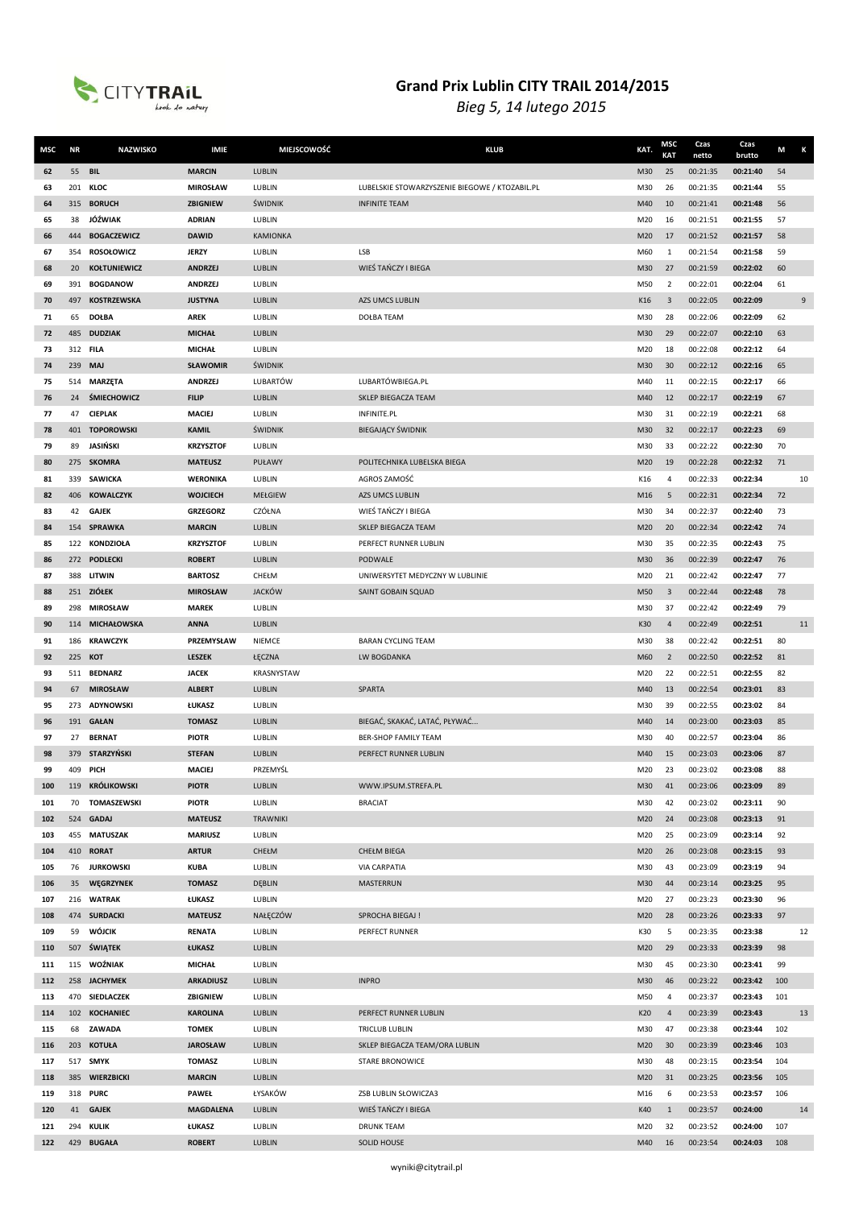# Grand Prix Lublin CITY TRAIL 2014/2015

*Bieg 5, 14 lutego 2015*

| MSC | NR | NAZWISKO | IMIE | MIEJSCOWOŚĆ | KLUB | KAT. | MSC KAT | Czas netto | Czas brutto | M | K |
|---|---|---|---|---|---|---|---|---|---|---|---|
| 62 | 55 | BIL | MARCIN | LUBLIN | | M30 | 25 | 00:21:35 | 00:21:40 | 54 | |
| 63 | 201 | KLOC | MIROSŁAW | LUBLIN | LUBELSKIE STOWARZYSZENIE BIEGOWE / KTOZABIL.PL | M30 | 26 | 00:21:35 | 00:21:44 | 55 | |
| 64 | 315 | BORUCH | ZBIGNIEW | ŚWIDNIK | INFINITE TEAM | M40 | 10 | 00:21:41 | 00:21:48 | 56 | |
| 65 | 38 | JÓŹWIAK | ADRIAN | LUBLIN | | M20 | 16 | 00:21:51 | 00:21:55 | 57 | |
| 66 | 444 | BOGACZEWICZ | DAWID | KAMIONKA | | M20 | 17 | 00:21:52 | 00:21:57 | 58 | |
| 67 | 354 | ROSOŁOWICZ | JERZY | LUBLIN | LSB | M60 | 1 | 00:21:54 | 00:21:58 | 59 | |
| 68 | 20 | KOŁTUNIEWICZ | ANDRZEJ | LUBLIN | WIEŚ TAŃCZY I BIEGA | M30 | 27 | 00:21:59 | 00:22:02 | 60 | |
| 69 | 391 | BOGDANOW | ANDRZEJ | LUBLIN | | M50 | 2 | 00:22:01 | 00:22:04 | 61 | |
| 70 | 497 | KOSTRZEWSKA | JUSTYNA | LUBLIN | AZS UMCS LUBLIN | K16 | 3 | 00:22:05 | 00:22:09 | | 9 |
| 71 | 65 | DOŁBA | AREK | LUBLIN | DOŁBA TEAM | M30 | 28 | 00:22:06 | 00:22:09 | 62 | |
| 72 | 485 | DUDZIAK | MICHAŁ | LUBLIN | | M30 | 29 | 00:22:07 | 00:22:10 | 63 | |
| 73 | 312 | FILA | MICHAŁ | LUBLIN | | M20 | 18 | 00:22:08 | 00:22:12 | 64 | |
| 74 | 239 | MAJ | SŁAWOMIR | ŚWIDNIK | | M30 | 30 | 00:22:12 | 00:22:16 | 65 | |
| 75 | 514 | MARZĘTA | ANDRZEJ | LUBARTÓW | LUBARTÓWBIEGA.PL | M40 | 11 | 00:22:15 | 00:22:17 | 66 | |
| 76 | 24 | ŚMIECHOWICZ | FILIP | LUBLIN | SKLEP BIEGACZA TEAM | M40 | 12 | 00:22:17 | 00:22:19 | 67 | |
| 77 | 47 | CIEPLAK | MACIEJ | LUBLIN | INFINITE.PL | M30 | 31 | 00:22:19 | 00:22:21 | 68 | |
| 78 | 401 | TOPOROWSKI | KAMIL | ŚWIDNIK | BIEGAJĄCY ŚWIDNIK | M30 | 32 | 00:22:17 | 00:22:23 | 69 | |
| 79 | 89 | JASIŃSKI | KRZYSZTOF | LUBLIN | | M30 | 33 | 00:22:22 | 00:22:30 | 70 | |
| 80 | 275 | SKOMRA | MATEUSZ | PUŁAWY | POLITECHNIKA LUBELSKA BIEGA | M20 | 19 | 00:22:28 | 00:22:32 | 71 | |
| 81 | 339 | SAWICKA | WERONIKA | LUBLIN | AGROS ZAMOŚĆ | K16 | 4 | 00:22:33 | 00:22:34 | | 10 |
| 82 | 406 | KOWALCZYK | WOJCIECH | MEŁGIEW | AZS UMCS LUBLIN | M16 | 5 | 00:22:31 | 00:22:34 | 72 | |
| 83 | 42 | GAJEK | GRZEGORZ | CZÓŁNA | WIEŚ TAŃCZY I BIEGA | M30 | 34 | 00:22:37 | 00:22:40 | 73 | |
| 84 | 154 | SPRAWKA | MARCIN | LUBLIN | SKLEP BIEGACZA TEAM | M20 | 20 | 00:22:34 | 00:22:42 | 74 | |
| 85 | 122 | KONDZIOŁA | KRZYSZTOF | LUBLIN | PERFECT RUNNER LUBLIN | M30 | 35 | 00:22:35 | 00:22:43 | 75 | |
| 86 | 272 | PODLECKI | ROBERT | LUBLIN | PODWALE | M30 | 36 | 00:22:39 | 00:22:47 | 76 | |
| 87 | 388 | LITWIN | BARTOSZ | CHEŁM | UNIWERSYTET MEDYCZNY W LUBLINIE | M20 | 21 | 00:22:42 | 00:22:47 | 77 | |
| 88 | 251 | ZIÓŁEK | MIROSŁAW | JACKÓW | SAINT GOBAIN SQUAD | M50 | 3 | 00:22:44 | 00:22:48 | 78 | |
| 89 | 298 | MIROSŁAW | MAREK | LUBLIN | | M30 | 37 | 00:22:42 | 00:22:49 | 79 | |
| 90 | 114 | MICHAŁOWSKA | ANNA | LUBLIN | | K30 | 4 | 00:22:49 | 00:22:51 | | 11 |
| 91 | 186 | KRAWCZYK | PRZEMYSŁAW | NIEMCE | BARAN CYCLING TEAM | M30 | 38 | 00:22:42 | 00:22:51 | 80 | |
| 92 | 225 | KOT | LESZEK | ŁĘCZNA | LW BOGDANKA | M60 | 2 | 00:22:50 | 00:22:52 | 81 | |
| 93 | 511 | BEDNARZ | JACEK | KRASNYSTAW | | M20 | 22 | 00:22:51 | 00:22:55 | 82 | |
| 94 | 67 | MIROSŁAW | ALBERT | LUBLIN | SPARTA | M40 | 13 | 00:22:54 | 00:23:01 | 83 | |
| 95 | 273 | ADYNOWSKI | ŁUKASZ | LUBLIN | | M30 | 39 | 00:22:55 | 00:23:02 | 84 | |
| 96 | 191 | GAŁAN | TOMASZ | LUBLIN | BIEGAĆ, SKAKAĆ, LATAĆ, PŁYWAĆ... | M40 | 14 | 00:23:00 | 00:23:03 | 85 | |
| 97 | 27 | BERNAT | PIOTR | LUBLIN | BER-SHOP FAMILY TEAM | M30 | 40 | 00:22:57 | 00:23:04 | 86 | |
| 98 | 379 | STARZYŃSKI | STEFAN | LUBLIN | PERFECT RUNNER LUBLIN | M40 | 15 | 00:23:03 | 00:23:06 | 87 | |
| 99 | 409 | PICH | MACIEJ | PRZEMYŚL | | M20 | 23 | 00:23:02 | 00:23:08 | 88 | |
| 100 | 119 | KRÓLIKOWSKI | PIOTR | LUBLIN | WWW.IPSUM.STREFA.PL | M30 | 41 | 00:23:06 | 00:23:09 | 89 | |
| 101 | 70 | TOMASZEWSKI | PIOTR | LUBLIN | BRACIAT | M30 | 42 | 00:23:02 | 00:23:11 | 90 | |
| 102 | 524 | GADAJ | MATEUSZ | TRAWNIKI | | M20 | 24 | 00:23:08 | 00:23:13 | 91 | |
| 103 | 455 | MATUSZAK | MARIUSZ | LUBLIN | | M20 | 25 | 00:23:09 | 00:23:14 | 92 | |
| 104 | 410 | RORAT | ARTUR | CHEŁM | CHEŁM BIEGA | M20 | 26 | 00:23:08 | 00:23:15 | 93 | |
| 105 | 76 | JURKOWSKI | KUBA | LUBLIN | VIA CARPATIA | M30 | 43 | 00:23:09 | 00:23:19 | 94 | |
| 106 | 35 | WĘGRZYNEK | TOMASZ | DĘBLIN | MASTERRUN | M30 | 44 | 00:23:14 | 00:23:25 | 95 | |
| 107 | 216 | WATRAK | ŁUKASZ | LUBLIN | | M20 | 27 | 00:23:23 | 00:23:30 | 96 | |
| 108 | 474 | SURDACKI | MATEUSZ | NAŁĘCZÓW | SPROCHA BIEGAJ ! | M20 | 28 | 00:23:26 | 00:23:33 | 97 | |
| 109 | 59 | WÓJCIK | RENATA | LUBLIN | PERFECT RUNNER | K30 | 5 | 00:23:35 | 00:23:38 | | 12 |
| 110 | 507 | ŚWIĄTEK | ŁUKASZ | LUBLIN | | M20 | 29 | 00:23:33 | 00:23:39 | 98 | |
| 111 | 115 | WOŹNIAK | MICHAŁ | LUBLIN | | M30 | 45 | 00:23:30 | 00:23:41 | 99 | |
| 112 | 258 | JACHYMEK | ARKADIUSZ | LUBLIN | INPRO | M30 | 46 | 00:23:22 | 00:23:42 | 100 | |
| 113 | 470 | SIEDLACZEK | ZBIGNIEW | LUBLIN | | M50 | 4 | 00:23:37 | 00:23:43 | 101 | |
| 114 | 102 | KOCHANIEC | KAROLINA | LUBLIN | PERFECT RUNNER LUBLIN | K20 | 4 | 00:23:39 | 00:23:43 | | 13 |
| 115 | 68 | ZAWADA | TOMEK | LUBLIN | TRICLUB LUBLIN | M30 | 47 | 00:23:38 | 00:23:44 | 102 | |
| 116 | 203 | KOTUŁA | JAROSŁAW | LUBLIN | SKLEP BIEGACZA TEAM/ORA LUBLIN | M20 | 30 | 00:23:39 | 00:23:46 | 103 | |
| 117 | 517 | SMYK | TOMASZ | LUBLIN | STARE BRONOWICE | M30 | 48 | 00:23:15 | 00:23:54 | 104 | |
| 118 | 385 | WIERZBICKI | MARCIN | LUBLIN | | M20 | 31 | 00:23:25 | 00:23:56 | 105 | |
| 119 | 318 | PURC | PAWEŁ | ŁYSAKÓW | ZSB LUBLIN SŁOWICZA3 | M16 | 6 | 00:23:53 | 00:23:57 | 106 | |
| 120 | 41 | GAJEK | MAGDALENA | LUBLIN | WIEŚ TAŃCZY I BIEGA | K40 | 1 | 00:23:57 | 00:24:00 | | 14 |
| 121 | 294 | KULIK | ŁUKASZ | LUBLIN | DRUNK TEAM | M20 | 32 | 00:23:52 | 00:24:00 | 107 | |
| 122 | 429 | BUGAŁA | ROBERT | LUBLIN | SOLID HOUSE | M40 | 16 | 00:23:54 | 00:24:03 | 108 | |

wyniki@citytrail.pl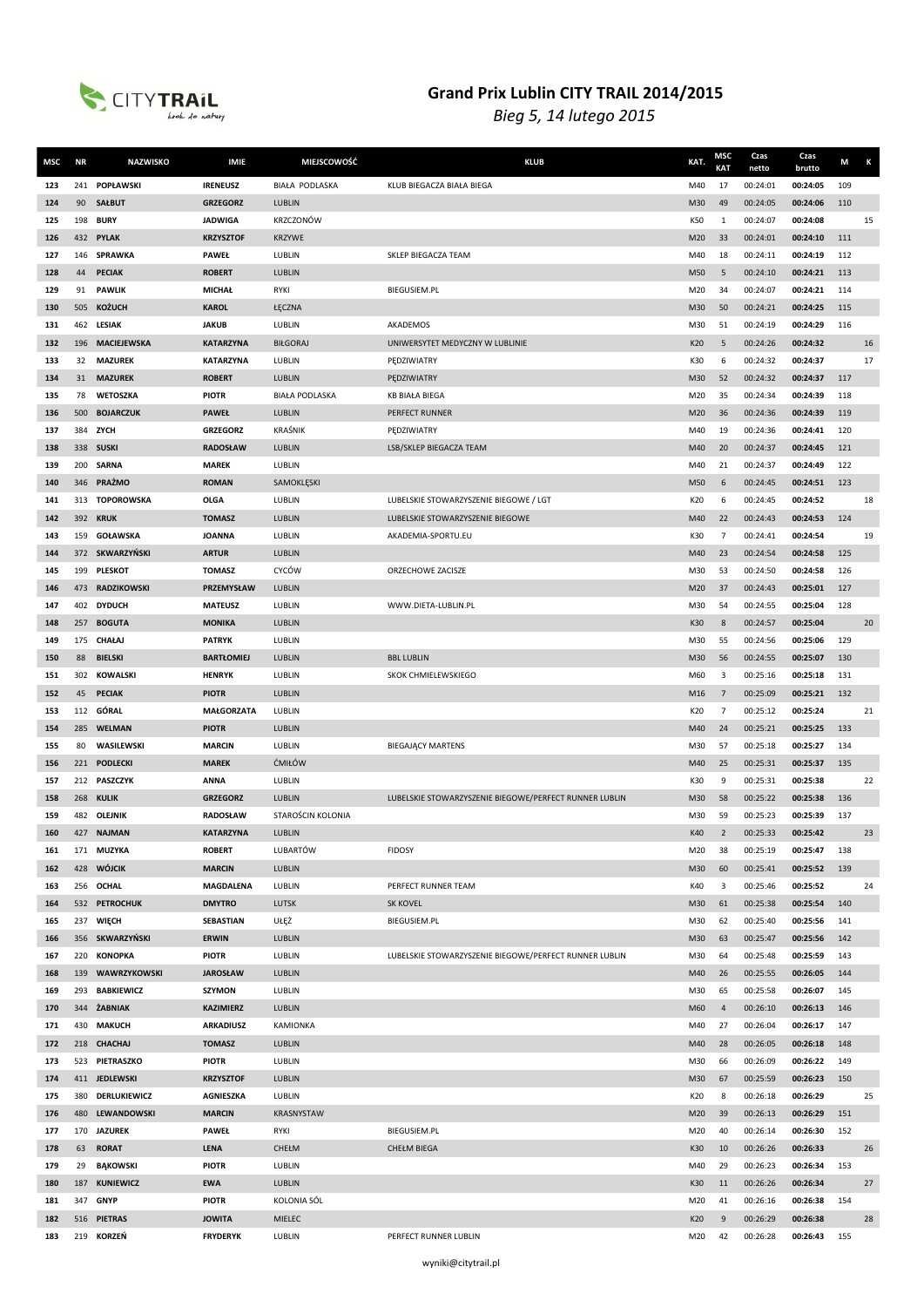# Grand Prix Lublin CITY TRAIL 2014/2015

*Bieg 5, 14 lutego 2015*

| MSC | NR | NAZWISKO | IMIE | MIEJSCOWOŚĆ | KLUB | KAT. | MSC KAT | Czas netto | Czas brutto | M | K |
|---|---|---|---|---|---|---|---|---|---|---|---|
| 123 | 241 | POPŁAWSKI | IRENEUSZ | BIAŁA PODLASKA | KLUB BIEGACZA BIAŁA BIEGA | M40 | 17 | 00:24:01 | 00:24:05 | 109 | |
| 124 | 90 | SAŁBUT | GRZEGORZ | LUBLIN | | M30 | 49 | 00:24:05 | 00:24:06 | 110 | |
| 125 | 198 | BURY | JADWIGA | KRZCZONÓW | | K50 | 1 | 00:24:07 | 00:24:08 | | 15 |
| 126 | 432 | PYLAK | KRZYSZTOF | KRZYWE | | M20 | 33 | 00:24:01 | 00:24:10 | 111 | |
| 127 | 146 | SPRAWKA | PAWEŁ | LUBLIN | SKLEP BIEGACZA TEAM | M40 | 18 | 00:24:11 | 00:24:19 | 112 | |
| 128 | 44 | PECIAK | ROBERT | LUBLIN | | M50 | 5 | 00:24:10 | 00:24:21 | 113 | |
| 129 | 91 | PAWLIK | MICHAŁ | RYKI | BIEGUSIEM.PL | M20 | 34 | 00:24:07 | 00:24:21 | 114 | |
| 130 | 505 | KOŻUCH | KAROL | ŁĘCZNA | | M30 | 50 | 00:24:21 | 00:24:25 | 115 | |
| 131 | 462 | LESIAK | JAKUB | LUBLIN | AKADEMOS | M30 | 51 | 00:24:19 | 00:24:29 | 116 | |
| 132 | 196 | MACIEJEWSKA | KATARZYNA | BIŁGORAJ | UNIWERSYTET MEDYCZNY W LUBLINIE | K20 | 5 | 00:24:26 | 00:24:32 | | 16 |
| 133 | 32 | MAZUREK | KATARZYNA | LUBLIN | PĘDZIWIATRY | K30 | 6 | 00:24:32 | 00:24:37 | | 17 |
| 134 | 31 | MAZUREK | ROBERT | LUBLIN | PĘDZIWIATRY | M30 | 52 | 00:24:32 | 00:24:37 | 117 | |
| 135 | 78 | WETOSZKA | PIOTR | BIAŁA PODLASKA | KB BIAŁA BIEGA | M20 | 35 | 00:24:34 | 00:24:39 | 118 | |
| 136 | 500 | BOJARCZUK | PAWEŁ | LUBLIN | PERFECT RUNNER | M20 | 36 | 00:24:36 | 00:24:39 | 119 | |
| 137 | 384 | ZYCH | GRZEGORZ | KRAŚNIK | PĘDZIWIATRY | M40 | 19 | 00:24:36 | 00:24:41 | 120 | |
| 138 | 338 | SUSKI | RADOSŁAW | LUBLIN | LSB/SKLEP BIEGACZA TEAM | M40 | 20 | 00:24:37 | 00:24:45 | 121 | |
| 139 | 200 | SARNA | MAREK | LUBLIN | | M40 | 21 | 00:24:37 | 00:24:49 | 122 | |
| 140 | 346 | PRAŻMO | ROMAN | SAMOKLĘSKI | | M50 | 6 | 00:24:45 | 00:24:51 | 123 | |
| 141 | 313 | TOPOROWSKA | OLGA | LUBLIN | LUBELSKIE STOWARZYSZENIE BIEGOWE / LGT | K20 | 6 | 00:24:45 | 00:24:52 | | 18 |
| 142 | 392 | KRUK | TOMASZ | LUBLIN | LUBELSKIE STOWARZYSZENIE BIEGOWE | M40 | 22 | 00:24:43 | 00:24:53 | 124 | |
| 143 | 159 | GOŁAWSKA | JOANNA | LUBLIN | AKADEMIA-SPORTU.EU | K30 | 7 | 00:24:41 | 00:24:54 | | 19 |
| 144 | 372 | SKWARZYŃSKI | ARTUR | LUBLIN | | M40 | 23 | 00:24:54 | 00:24:58 | 125 | |
| 145 | 199 | PLESKOT | TOMASZ | CYCÓW | ORZECHOWE ZACISZE | M30 | 53 | 00:24:50 | 00:24:58 | 126 | |
| 146 | 473 | RADZIKOWSKI | PRZEMYSŁAW | LUBLIN | | M20 | 37 | 00:24:43 | 00:25:01 | 127 | |
| 147 | 402 | DYDUCH | MATEUSZ | LUBLIN | WWW.DIETA-LUBLIN.PL | M30 | 54 | 00:24:55 | 00:25:04 | 128 | |
| 148 | 257 | BOGUTA | MONIKA | LUBLIN | | K30 | 8 | 00:24:57 | 00:25:04 | | 20 |
| 149 | 175 | CHAŁAJ | PATRYK | LUBLIN | | M30 | 55 | 00:24:56 | 00:25:06 | 129 | |
| 150 | 88 | BIELSKI | BARTŁOMIEJ | LUBLIN | BBL LUBLIN | M30 | 56 | 00:24:55 | 00:25:07 | 130 | |
| 151 | 302 | KOWALSKI | HENRYK | LUBLIN | SKOK CHMIELEWSKIEGO | M60 | 3 | 00:25:16 | 00:25:18 | 131 | |
| 152 | 45 | PECIAK | PIOTR | LUBLIN | | M16 | 7 | 00:25:09 | 00:25:21 | 132 | |
| 153 | 112 | GÓRAL | MAŁGORZATA | LUBLIN | | K20 | 7 | 00:25:12 | 00:25:24 | | 21 |
| 154 | 285 | WELMAN | PIOTR | LUBLIN | | M40 | 24 | 00:25:21 | 00:25:25 | 133 | |
| 155 | 80 | WASILEWSKI | MARCIN | LUBLIN | BIEGAJĄCY MARTENS | M30 | 57 | 00:25:18 | 00:25:27 | 134 | |
| 156 | 221 | PODLECKI | MAREK | ĆMIŁÓW | | M40 | 25 | 00:25:31 | 00:25:37 | 135 | |
| 157 | 212 | PASZCZYK | ANNA | LUBLIN | | K30 | 9 | 00:25:31 | 00:25:38 | | 22 |
| 158 | 268 | KULIK | GRZEGORZ | LUBLIN | LUBELSKIE STOWARZYSZENIE BIEGOWE/PERFECT RUNNER LUBLIN | M30 | 58 | 00:25:22 | 00:25:38 | 136 | |
| 159 | 482 | OLEJNIK | RADOSŁAW | STAROŚCIN KOLONIA | | M30 | 59 | 00:25:23 | 00:25:39 | 137 | |
| 160 | 427 | NAJMAN | KATARZYNA | LUBLIN | | K40 | 2 | 00:25:33 | 00:25:42 | | 23 |
| 161 | 171 | MUZYKA | ROBERT | LUBARTÓW | FIDOSY | M20 | 38 | 00:25:19 | 00:25:47 | 138 | |
| 162 | 428 | WÓJCIK | MARCIN | LUBLIN | | M30 | 60 | 00:25:41 | 00:25:52 | 139 | |
| 163 | 256 | OCHAL | MAGDALENA | LUBLIN | PERFECT RUNNER TEAM | K40 | 3 | 00:25:46 | 00:25:52 | | 24 |
| 164 | 532 | PETROCHUK | DMYTRO | LUTSK | SK KOVEL | M30 | 61 | 00:25:38 | 00:25:54 | 140 | |
| 165 | 237 | WIĘCH | SEBASTIAN | UŁĘŻ | BIEGUSIEM.PL | M30 | 62 | 00:25:40 | 00:25:56 | 141 | |
| 166 | 356 | SKWARZYŃSKI | ERWIN | LUBLIN | | M30 | 63 | 00:25:47 | 00:25:56 | 142 | |
| 167 | 220 | KONOPKA | PIOTR | LUBLIN | LUBELSKIE STOWARZYSZENIE BIEGOWE/PERFECT RUNNER LUBLIN | M30 | 64 | 00:25:48 | 00:25:59 | 143 | |
| 168 | 139 | WAWRZYKOWSKI | JAROSŁAW | LUBLIN | | M40 | 26 | 00:25:55 | 00:26:05 | 144 | |
| 169 | 293 | BABKIEWICZ | SZYMON | LUBLIN | | M30 | 65 | 00:25:58 | 00:26:07 | 145 | |
| 170 | 344 | ŻABNIAK | KAZIMIERZ | LUBLIN | | M60 | 4 | 00:26:10 | 00:26:13 | 146 | |
| 171 | 430 | MAKUCH | ARKADIUSZ | KAMIONKA | | M40 | 27 | 00:26:04 | 00:26:17 | 147 | |
| 172 | 218 | CHACHAJ | TOMASZ | LUBLIN | | M40 | 28 | 00:26:05 | 00:26:18 | 148 | |
| 173 | 523 | PIETRASZKO | PIOTR | LUBLIN | | M30 | 66 | 00:26:09 | 00:26:22 | 149 | |
| 174 | 411 | JEDLEWSKI | KRZYSZTOF | LUBLIN | | M30 | 67 | 00:25:59 | 00:26:23 | 150 | |
| 175 | 380 | DERLUKIEWICZ | AGNIESZKA | LUBLIN | | K20 | 8 | 00:26:18 | 00:26:29 | | 25 |
| 176 | 480 | LEWANDOWSKI | MARCIN | KRASNYSTAW | | M20 | 39 | 00:26:13 | 00:26:29 | 151 | |
| 177 | 170 | JAZUREK | PAWEŁ | RYKI | BIEGUSIEM.PL | M20 | 40 | 00:26:14 | 00:26:30 | 152 | |
| 178 | 63 | RORAT | LENA | CHEŁM | CHEŁM BIEGA | K30 | 10 | 00:26:26 | 00:26:33 | | 26 |
| 179 | 29 | BĄKOWSKI | PIOTR | LUBLIN | | M40 | 29 | 00:26:23 | 00:26:34 | 153 | |
| 180 | 187 | KUNIEWICZ | EWA | LUBLIN | | K30 | 11 | 00:26:26 | 00:26:34 | | 27 |
| 181 | 347 | GNYP | PIOTR | KOLONIA SÓL | | M20 | 41 | 00:26:16 | 00:26:38 | 154 | |
| 182 | 516 | PIETRAS | JOWITA | MIELEC | | K20 | 9 | 00:26:29 | 00:26:38 | | 28 |
| 183 | 219 | KORZEŃ | FRYDERYK | LUBLIN | PERFECT RUNNER LUBLIN | M20 | 42 | 00:26:28 | 00:26:43 | 155 | |

wyniki@citytrail.pl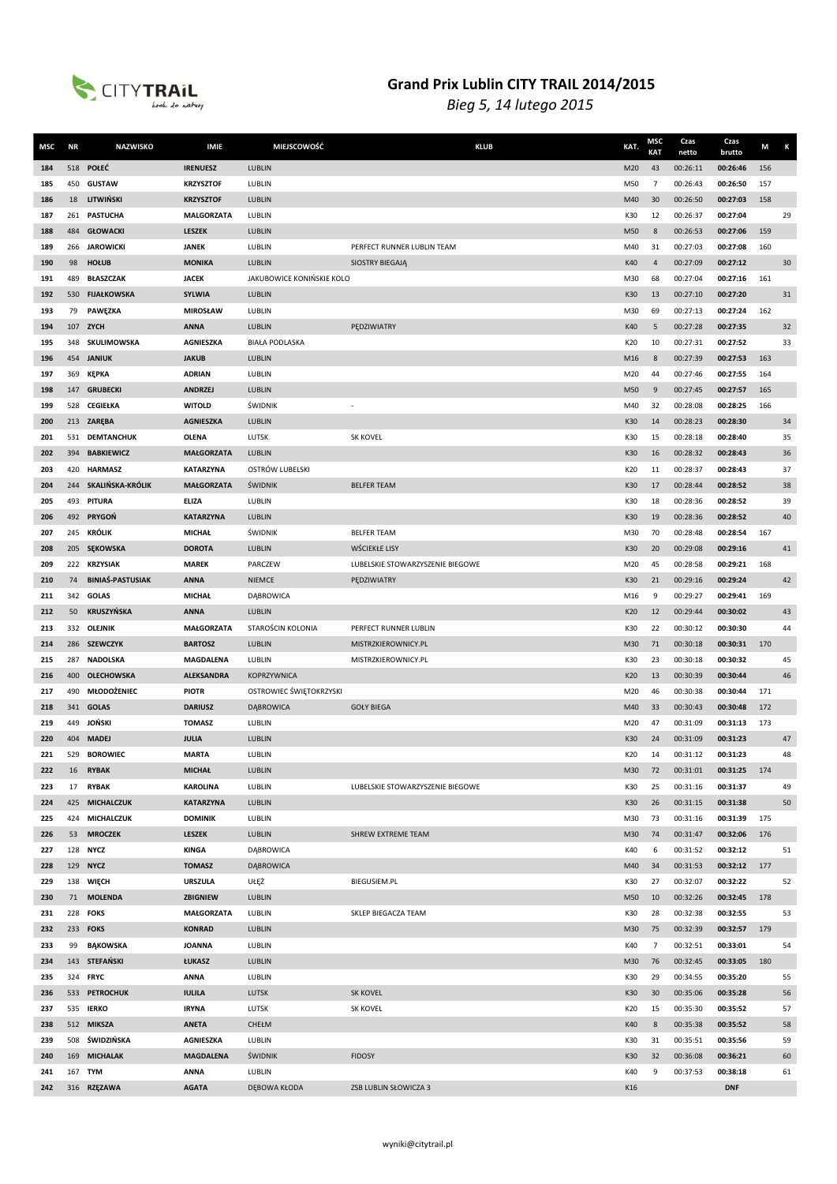# Grand Prix Lublin CITY TRAIL 2014/2015

*Bieg 5, 14 lutego 2015*

| MSC | NR | NAZWISKO | IMIE | MIEJSCOWOŚĆ | KLUB | KAT. | MSC KAT | Czas netto | Czas brutto | M | K |
|---|---|---|---|---|---|---|---|---|---|---|---|
| 184 | 518 | POŁEĆ | IRENUESZ | LUBLIN | | M20 | 43 | 00:26:11 | 00:26:46 | 156 | |
| 185 | 450 | GUSTAW | KRZYSZTOF | LUBLIN | | M50 | 7 | 00:26:43 | 00:26:50 | 157 | |
| 186 | 18 | LITWIŃSKI | KRZYSZTOF | LUBLIN | | M40 | 30 | 00:26:50 | 00:27:03 | 158 | |
| 187 | 261 | PASTUCHA | MALGORZATA | LUBLIN | | K30 | 12 | 00:26:37 | 00:27:04 | | 29 |
| 188 | 484 | GŁOWACKI | LESZEK | LUBLIN | | M50 | 8 | 00:26:53 | 00:27:06 | 159 | |
| 189 | 266 | JAROWICKI | JANEK | LUBLIN | PERFECT RUNNER LUBLIN TEAM | M40 | 31 | 00:27:03 | 00:27:08 | 160 | |
| 190 | 98 | HOŁUB | MONIKA | LUBLIN | SIOSTRY BIEGAJĄ | K40 | 4 | 00:27:09 | 00:27:12 | | 30 |
| 191 | 489 | BŁASZCZAK | JACEK | JAKUBOWICE KONIŃSKIE KOLO | | M30 | 68 | 00:27:04 | 00:27:16 | 161 | |
| 192 | 530 | FIJAŁKOWSKA | SYLWIA | LUBLIN | | K30 | 13 | 00:27:10 | 00:27:20 | | 31 |
| 193 | 79 | PAWĘZKA | MIROSŁAW | LUBLIN | | M30 | 69 | 00:27:13 | 00:27:24 | 162 | |
| 194 | 107 | ZYCH | ANNA | LUBLIN | PĘDZIWIATRY | K40 | 5 | 00:27:28 | 00:27:35 | | 32 |
| 195 | 348 | SKULIMOWSKA | AGNIESZKA | BIAŁA PODLASKA | | K20 | 10 | 00:27:31 | 00:27:52 | | 33 |
| 196 | 454 | JANIUK | JAKUB | LUBLIN | | M16 | 8 | 00:27:39 | 00:27:53 | 163 | |
| 197 | 369 | KĘPKA | ADRIAN | LUBLIN | | M20 | 44 | 00:27:46 | 00:27:55 | 164 | |
| 198 | 147 | GRUBECKI | ANDRZEJ | LUBLIN | | M50 | 9 | 00:27:45 | 00:27:57 | 165 | |
| 199 | 528 | CEGIEŁKA | WITOLD | ŚWIDNIK | - | M40 | 32 | 00:28:08 | 00:28:25 | 166 | |
| 200 | 213 | ZARĘBA | AGNIESZKA | LUBLIN | | K30 | 14 | 00:28:23 | 00:28:30 | | 34 |
| 201 | 531 | DEMTANCHUK | OLENA | LUTSK | SK KOVEL | K30 | 15 | 00:28:18 | 00:28:40 | | 35 |
| 202 | 394 | BABKIEWICZ | MAŁGORZATA | LUBLIN | | K30 | 16 | 00:28:32 | 00:28:43 | | 36 |
| 203 | 420 | HARMASZ | KATARZYNA | OSTRÓW LUBELSKI | | K20 | 11 | 00:28:37 | 00:28:43 | | 37 |
| 204 | 244 | SKALIŃSKA-KRÓLIK | MAŁGORZATA | ŚWIDNIK | BELFER TEAM | K30 | 17 | 00:28:44 | 00:28:52 | | 38 |
| 205 | 493 | PITURA | ELIZA | LUBLIN | | K30 | 18 | 00:28:36 | 00:28:52 | | 39 |
| 206 | 492 | PRYGOŃ | KATARZYNA | LUBLIN | | K30 | 19 | 00:28:36 | 00:28:52 | | 40 |
| 207 | 245 | KRÓLIK | MICHAŁ | ŚWIDNIK | BELFER TEAM | M30 | 70 | 00:28:48 | 00:28:54 | 167 | |
| 208 | 205 | SĘKOWSKA | DOROTA | LUBLIN | WŚCIEKŁE LISY | K30 | 20 | 00:29:08 | 00:29:16 | | 41 |
| 209 | 222 | KRZYSIAK | MAREK | PARCZEW | LUBELSKIE STOWARZYSZENIE BIEGOWE | M20 | 45 | 00:28:58 | 00:29:21 | 168 | |
| 210 | 74 | BINIAŚ-PASTUSIAK | ANNA | NIEMCE | PĘDZIWIATRY | K30 | 21 | 00:29:16 | 00:29:24 | | 42 |
| 211 | 342 | GOLAS | MICHAŁ | DĄBROWICA | | M16 | 9 | 00:29:27 | 00:29:41 | 169 | |
| 212 | 50 | KRUSZYŃSKA | ANNA | LUBLIN | | K20 | 12 | 00:29:44 | 00:30:02 | | 43 |
| 213 | 332 | OLEJNIK | MAŁGORZATA | STAROŚCIN KOLONIA | PERFECT RUNNER LUBLIN | K30 | 22 | 00:30:12 | 00:30:30 | | 44 |
| 214 | 286 | SZEWCZYK | BARTOSZ | LUBLIN | MISTRZKIEROWNICY.PL | M30 | 71 | 00:30:18 | 00:30:31 | 170 | |
| 215 | 287 | NADOLSKA | MAGDALENA | LUBLIN | MISTRZKIEROWNICY.PL | K30 | 23 | 00:30:18 | 00:30:32 | | 45 |
| 216 | 400 | OLECHOWSKA | ALEKSANDRA | KOPRZYWNICA | | K20 | 13 | 00:30:39 | 00:30:44 | | 46 |
| 217 | 490 | MŁODOŻENIEC | PIOTR | OSTROWIEC ŚWIĘTOKRZYSKI | | M20 | 46 | 00:30:38 | 00:30:44 | 171 | |
| 218 | 341 | GOLAS | DARIUSZ | DĄBROWICA | GOŁY BIEGA | M40 | 33 | 00:30:43 | 00:30:48 | 172 | |
| 219 | 449 | JOŃSKI | TOMASZ | LUBLIN | | M20 | 47 | 00:31:09 | 00:31:13 | 173 | |
| 220 | 404 | MADEJ | JULIA | LUBLIN | | K30 | 24 | 00:31:09 | 00:31:23 | | 47 |
| 221 | 529 | BOROWIEC | MARTA | LUBLIN | | K20 | 14 | 00:31:12 | 00:31:23 | | 48 |
| 222 | 16 | RYBAK | MICHAŁ | LUBLIN | | M30 | 72 | 00:31:01 | 00:31:25 | 174 | |
| 223 | 17 | RYBAK | KAROLINA | LUBLIN | LUBELSKIE STOWARZYSZENIE BIEGOWE | K30 | 25 | 00:31:16 | 00:31:37 | | 49 |
| 224 | 425 | MICHALCZUK | KATARZYNA | LUBLIN | | K30 | 26 | 00:31:15 | 00:31:38 | | 50 |
| 225 | 424 | MICHALCZUK | DOMINIK | LUBLIN | | M30 | 73 | 00:31:16 | 00:31:39 | 175 | |
| 226 | 53 | MROCZEK | LESZEK | LUBLIN | SHREW EXTREME TEAM | M30 | 74 | 00:31:47 | 00:32:06 | 176 | |
| 227 | 128 | NYCZ | KINGA | DĄBROWICA | | K40 | 6 | 00:31:52 | 00:32:12 | | 51 |
| 228 | 129 | NYCZ | TOMASZ | DĄBROWICA | | M40 | 34 | 00:31:53 | 00:32:12 | 177 | |
| 229 | 138 | WIĘCH | URSZULA | UŁĘŻ | BIEGUSIEM.PL | K30 | 27 | 00:32:07 | 00:32:22 | | 52 |
| 230 | 71 | MOLENDA | ZBIGNIEW | LUBLIN | | M50 | 10 | 00:32:26 | 00:32:45 | 178 | |
| 231 | 228 | FOKS | MAŁGORZATA | LUBLIN | SKLEP BIEGACZA TEAM | K30 | 28 | 00:32:38 | 00:32:55 | | 53 |
| 232 | 233 | FOKS | KONRAD | LUBLIN | | M30 | 75 | 00:32:39 | 00:32:57 | 179 | |
| 233 | 99 | BĄKOWSKA | JOANNA | LUBLIN | | K40 | 7 | 00:32:51 | 00:33:01 | | 54 |
| 234 | 143 | STEFAŃSKI | ŁUKASZ | LUBLIN | | M30 | 76 | 00:32:45 | 00:33:05 | 180 | |
| 235 | 324 | FRYC | ANNA | LUBLIN | | K30 | 29 | 00:34:55 | 00:35:20 | | 55 |
| 236 | 533 | PETROCHUK | IULILA | LUTSK | SK KOVEL | K30 | 30 | 00:35:06 | 00:35:28 | | 56 |
| 237 | 535 | IERKO | IRYNA | LUTSK | SK KOVEL | K20 | 15 | 00:35:30 | 00:35:52 | | 57 |
| 238 | 512 | MIKSZA | ANETA | CHEŁM | | K40 | 8 | 00:35:38 | 00:35:52 | | 58 |
| 239 | 508 | ŚWIDZIŃSKA | AGNIESZKA | LUBLIN | | K30 | 31 | 00:35:51 | 00:35:56 | | 59 |
| 240 | 169 | MICHALAK | MAGDALENA | ŚWIDNIK | FIDOSY | K30 | 32 | 00:36:08 | 00:36:21 | | 60 |
| 241 | 167 | TYM | ANNA | LUBLIN | | K40 | 9 | 00:37:53 | 00:38:18 | | 61 |
| 242 | 316 | RZĘZAWA | AGATA | DĘBOWA KŁODA | ZSB LUBLIN SŁOWICZA 3 | K16 | | | DNF | | |

wyniki@citytrail.pl